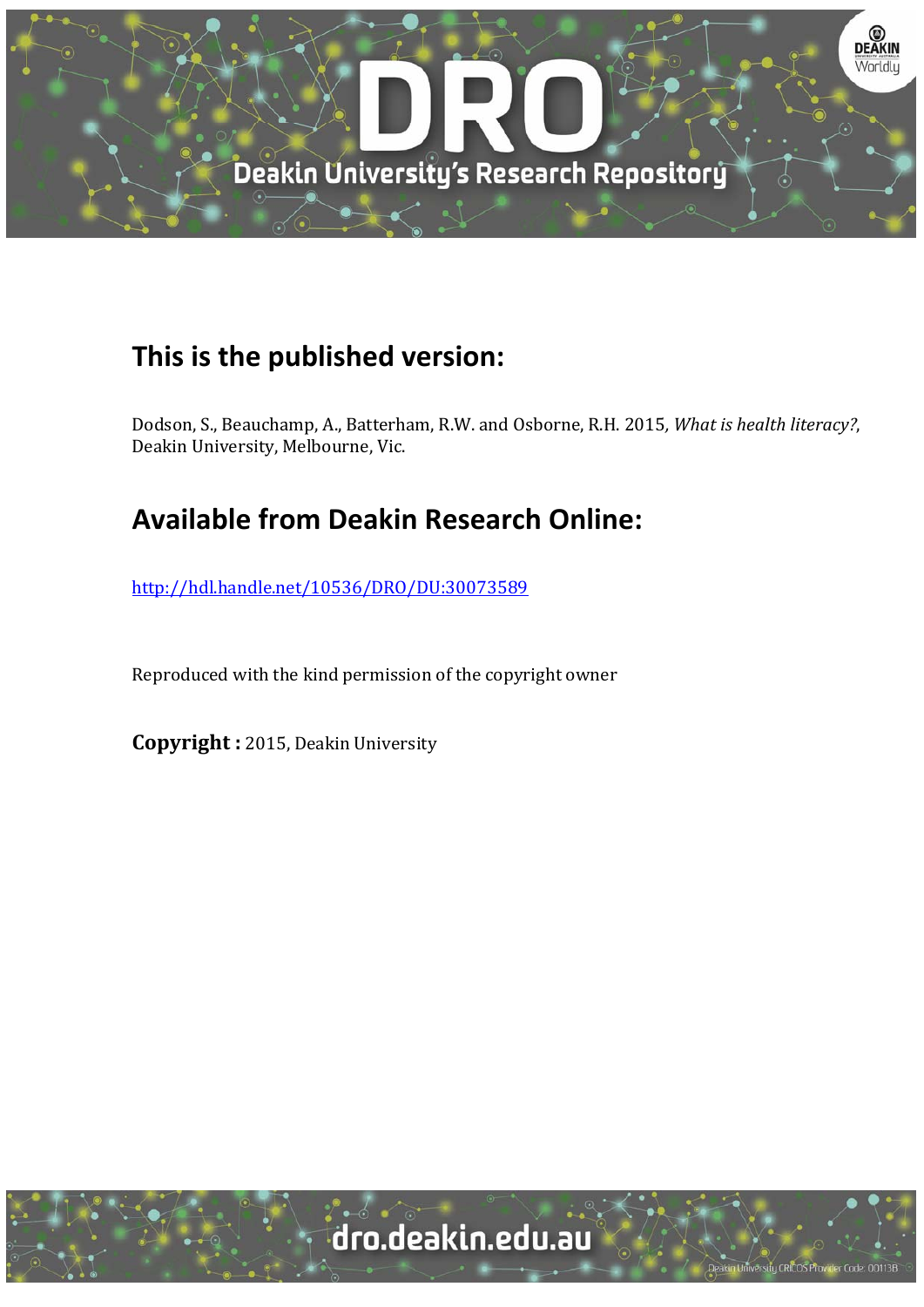## This is the published version:

Dodson, S., Beauchamp, A., Batterham, R.W. and Osborne, R.H. 2015, *What is health literacy?*, Deakin University, Melbourne, Vic.

## Available from Deakin Research Online:

http://hdl.handle.net/10536/DRO/DU:30073589

Reproduced with the kind permission of the copyright owner

**Copyright :** 2015, Deakin University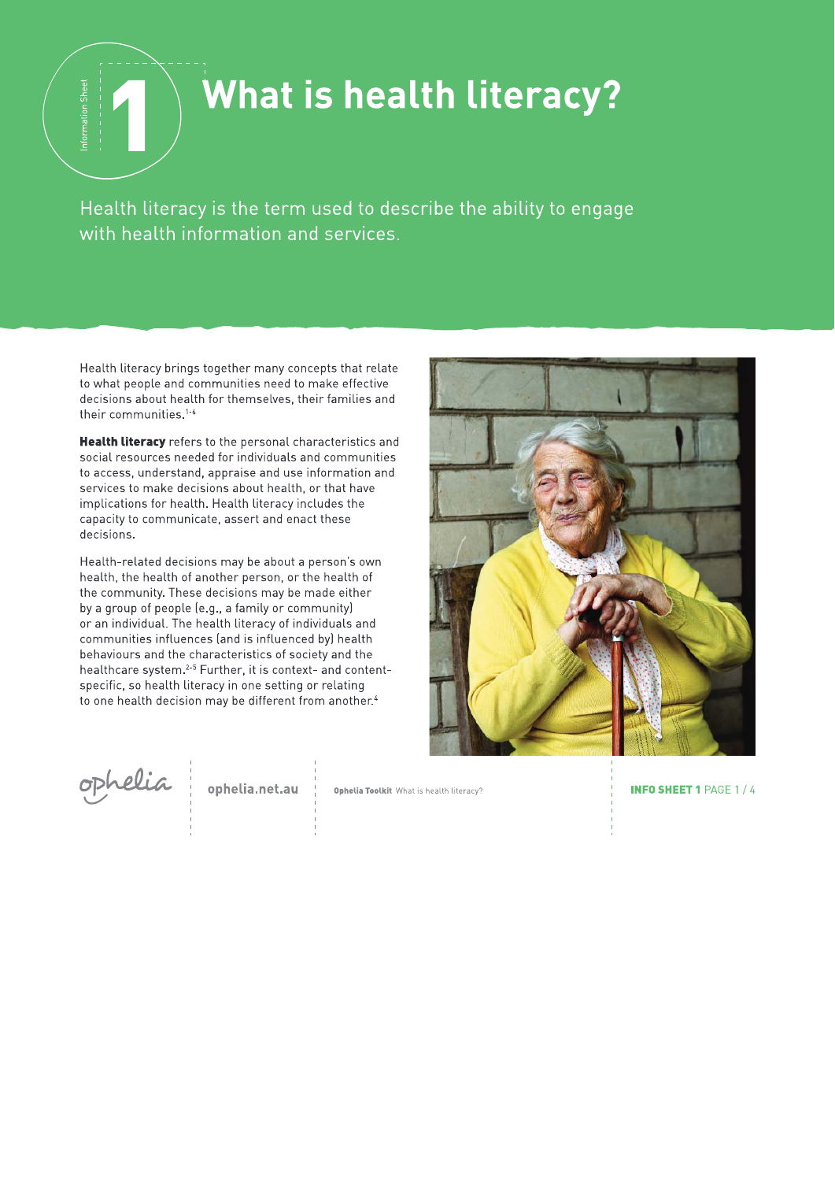# What is health literacy?

Health literacy is the term used to describe the ability to engage with health information and services.

Health literacy brings together many concepts that relate to what people and communities need to make effective decisions about health for themselves, their families and their communities.[1-6]

**Health literacy** refers to the personal characteristics and social resources needed for individuals and communities to access, understand, appraise and use information and services to make decisions about health, or that have implications for health. Health literacy includes the capacity to communicate, assert and enact these decisions.

Health-related decisions may be about a person's own health, the health of another person, or the health of the community. These decisions may be made either by a group of people (e.g., a family or community) or an individual. The health literacy of individuals and communities influences (and is influenced by) health behaviours and the characteristics of society and the healthcare system.[2-5] Further, it is context- and content-specific, so health literacy in one setting or relating to one health decision may be different from another.[4]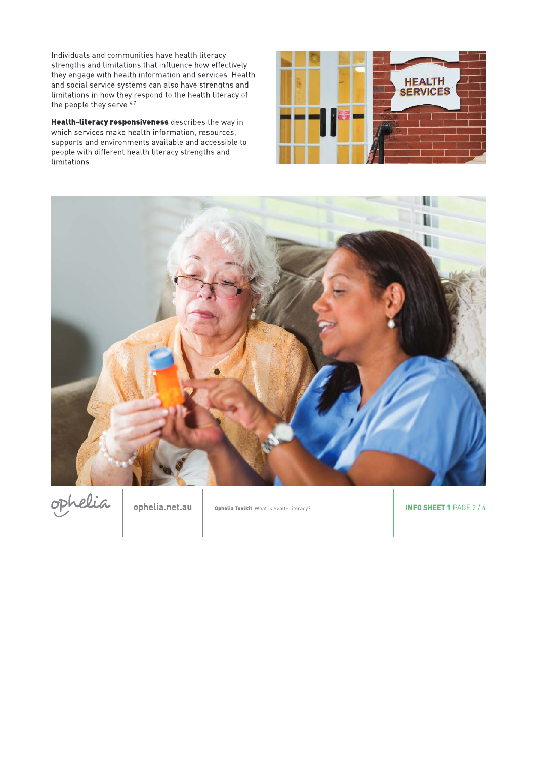Individuals and communities have health literacy strengths and limitations that influence how effectively they engage with health information and services. Health and social service systems can also have strengths and limitations in how they respond to the health literacy of the people they serve.[6,7]

**Health-literacy responsiveness** describes the way in which services make health information, resources, supports and environments available and accessible to people with different health literacy strengths and limitations.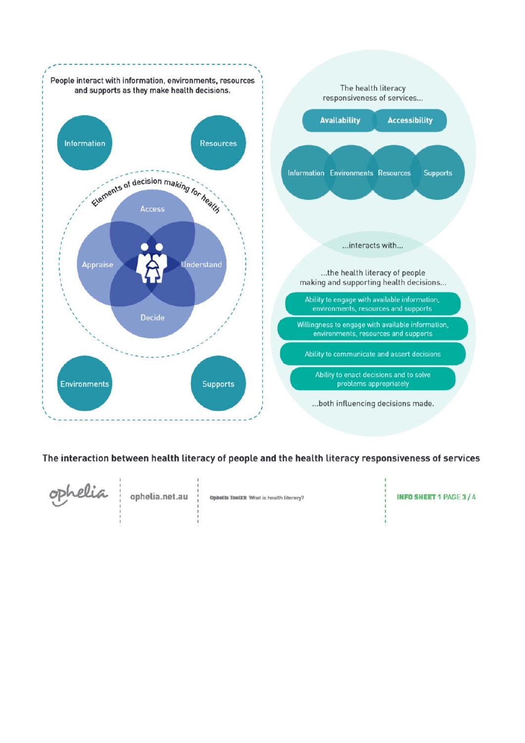People interact with information, environments, resources and supports as they make health decisions.

Information

Resources

Elements of decision making for health

Access

Appraise

Understand

Decide

Environments

Supports

The health literacy responsiveness of services...

Availability

Accessibility

Information

Environments

Resources

Supports

...interacts with...

...the health literacy of people making and supporting health decisions...

- Ability to engage with available information, environments, resources and supports
- Willingness to engage with available information, environments, resources and supports
- Ability to communicate and assert decisions
- Ability to enact decisions and to solve problems appropriately

...both influencing decisions made.

**The interaction between health literacy of people and the health literacy responsiveness of services**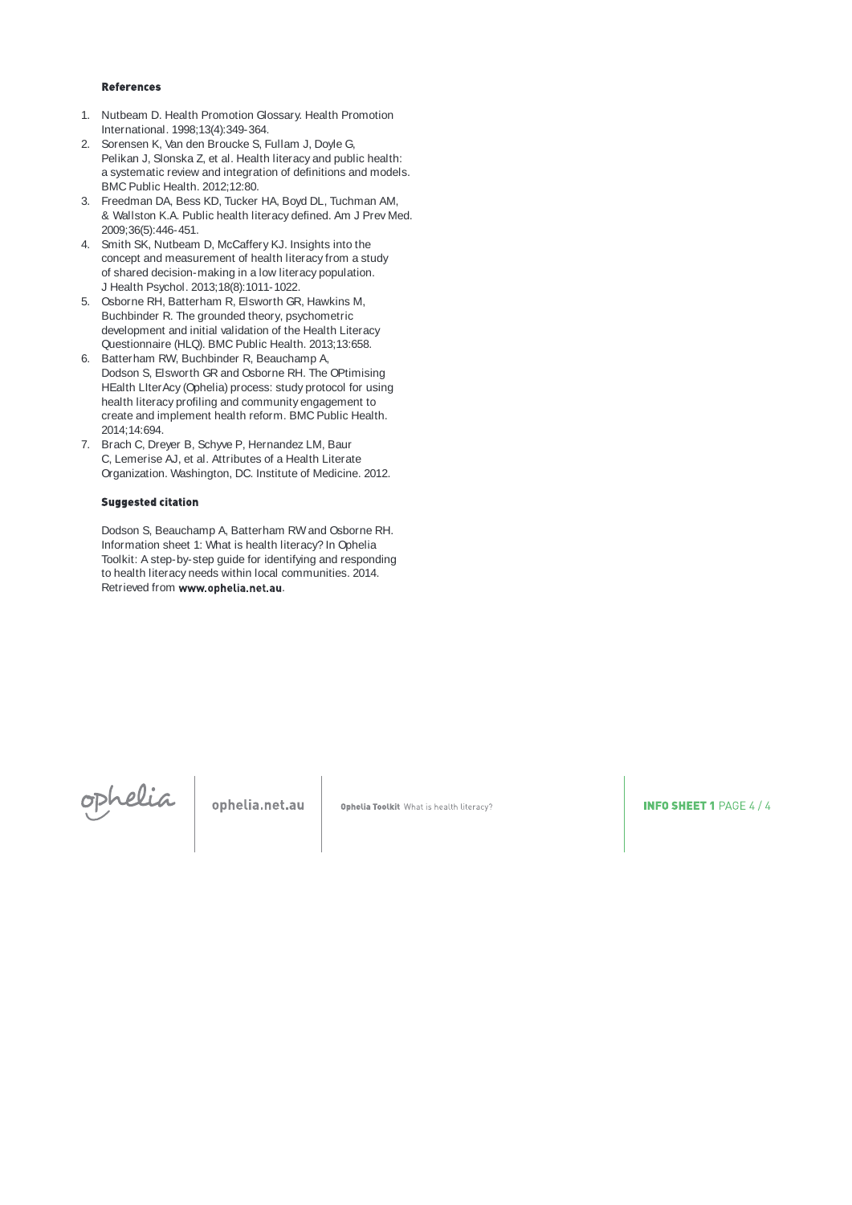### References

1. Nutbeam D. Health Promotion Glossary. Health Promotion International. 1998;13(4):349-364.
2. Sorensen K, Van den Broucke S, Fullam J, Doyle G, Pelikan J, Slonska Z, et al. Health literacy and public health: a systematic review and integration of definitions and models. BMC Public Health. 2012;12:80.
3. Freedman DA, Bess KD, Tucker HA, Boyd DL, Tuchman AM, & Wallston K.A. Public health literacy defined. Am J Prev Med. 2009;36(5):446-451.
4. Smith SK, Nutbeam D, McCaffery KJ. Insights into the concept and measurement of health literacy from a study of shared decision-making in a low literacy population. J Health Psychol. 2013;18(8):1011-1022.
5. Osborne RH, Batterham R, Elsworth GR, Hawkins M, Buchbinder R. The grounded theory, psychometric development and initial validation of the Health Literacy Questionnaire (HLQ). BMC Public Health. 2013;13:658.
6. Batterham RW, Buchbinder R, Beauchamp A, Dodson S, Elsworth GR and Osborne RH. The OPtimising HEalth LIterAcy (Ophelia) process: study protocol for using health literacy profiling and community engagement to create and implement health reform. BMC Public Health. 2014;14:694.
7. Brach C, Dreyer B, Schyve P, Hernandez LM, Baur C, Lemerise AJ, et al. Attributes of a Health Literate Organization. Washington, DC. Institute of Medicine. 2012.

### Suggested citation

Dodson S, Beauchamp A, Batterham RW and Osborne RH. Information sheet 1: What is health literacy? In Ophelia Toolkit: A step-by-step guide for identifying and responding to health literacy needs within local communities. 2014. Retrieved from **www.ophelia.net.au**.